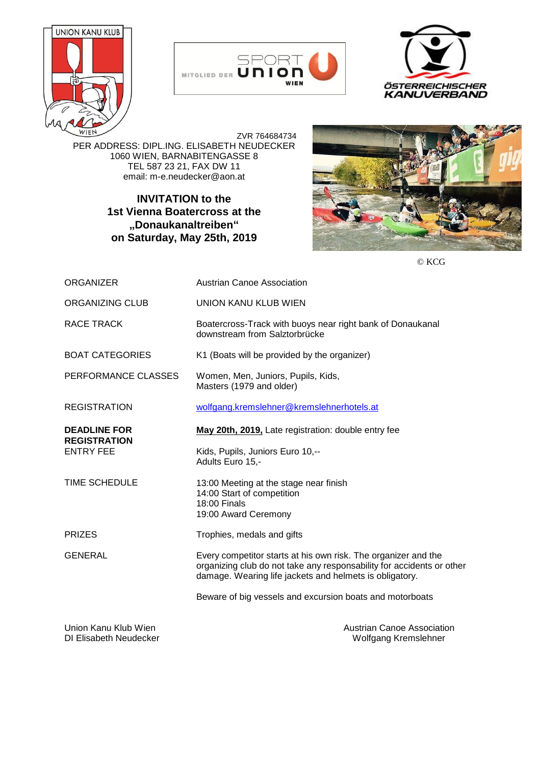ZVR 764684734
PER ADDRESS: DIPL.ING. ELISABETH NEUDECKER
1060 WIEN, BARNABITENGASSE 8
TEL 587 23 21, FAX DW 11
email: m-e.neudecker@aon.at

# INVITATION to the 1st Vienna Boatercross at the „Donaukanaltreiben“ on Saturday, May 25th, 2019

© KCG

| | |
|---|---|
| ORGANIZER | Austrian Canoe Association |
| ORGANIZING CLUB | UNION KANU KLUB WIEN |
| RACE TRACK | Boatercross-Track with buoys near right bank of Donaukanal downstream from Salztorbrücke |
| BOAT CATEGORIES | K1 (Boats will be provided by the organizer) |
| PERFORMANCE CLASSES | Women, Men, Juniors, Pupils, Kids, Masters (1979 and older) |
| REGISTRATION | wolfgang.kremslehner@kremslehnerhotels.at |
| **DEADLINE FOR REGISTRATION** | **May 20th, 2019,** Late registration: double entry fee |
| ENTRY FEE | Kids, Pupils, Juniors Euro 10,-- <br> Adults Euro 15,- |
| TIME SCHEDULE | 13:00 Meeting at the stage near finish <br> 14:00 Start of competition <br> 18:00 Finals <br> 19:00 Award Ceremony |
| PRIZES | Trophies, medals and gifts |
| GENERAL | Every competitor starts at his own risk. The organizer and the organizing club do not take any responsability for accidents or other damage. Wearing life jackets and helmets is obligatory. <br><br> Beware of big vessels and excursion boats and motorboats |

Union Kanu Klub Wien
DI Elisabeth Neudecker

Austrian Canoe Association
Wolfgang Kremslehner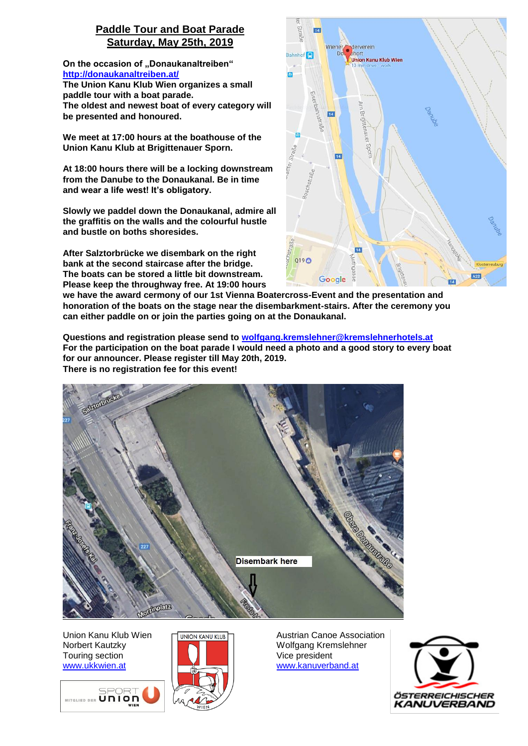## Paddle Tour and Boat Parade
## Saturday, May 25th, 2019

**On the occasion of „Donaukanaltreiben“ http://donaukanaltreiben.at/**
**The Union Kanu Klub Wien organizes a small paddle tour with a boat parade.**
**The oldest and newest boat of every category will be presented and honoured.**

**We meet at 17:00 hours at the boathouse of the Union Kanu Klub at Brigittenauer Sporn.**

**At 18:00 hours there will be a locking downstream from the Danube to the Donaukanal. Be in time and wear a life west! It's obligatory.**

**Slowly we paddel down the Donaukanal, admire all the graffitis on the walls and the colourful hustle and bustle on boths shoresides.**

**After Salztorbrücke we disembark on the right bank at the second staircase after the bridge. The boats can be stored a little bit downstream. Please keep the throughway free. At 19:00 hours we have the award cermony of our 1st Vienna Boatercross-Event and the presentation and honoration of the boats on the stage near the disembarkment-stairs. After the ceremony you can either paddle on or join the parties going on at the Donaukanal.**

**Questions and registration please send to wolfgang.kremslehner@kremslehnerhotels.at**
**For the participation on the boat parade I would need a photo and a good story to every boat for our announcer. Please register till May 20th, 2019.**
**There is no registration fee for this event!**

Disembark here

Union Kanu Klub Wien
Norbert Kautzky
Touring section
www.ukkwien.at

Austrian Canoe Association
Wolfgang Kremslehner
Vice president
www.kanuverband.at